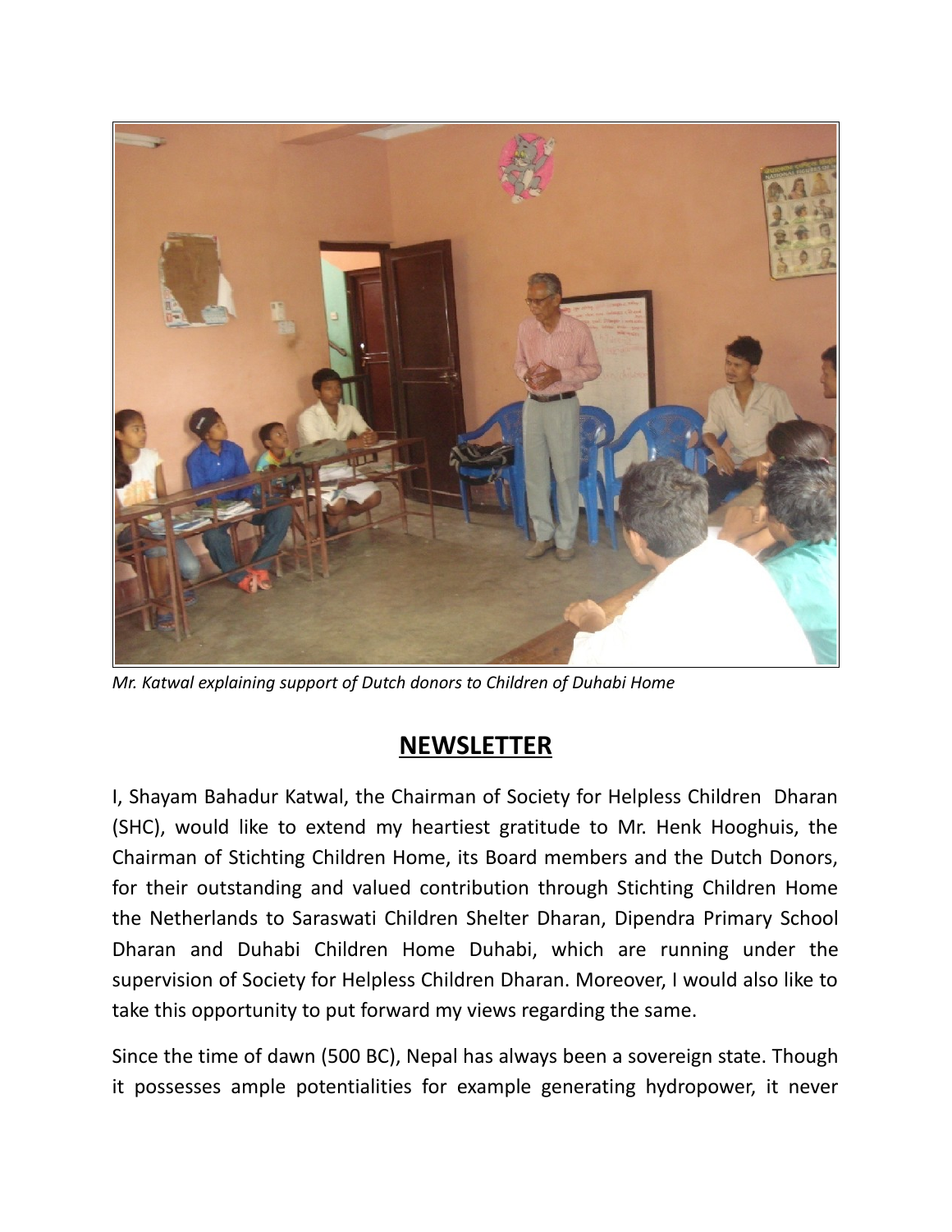*Mr. Katwal explaining support of Dutch donors to Children of Duhabi Home*

## NEWSLETTER

I, Shayam Bahadur Katwal, the Chairman of Society for Helpless Children Dharan (SHC), would like to extend my heartiest gratitude to Mr. Henk Hooghuis, the Chairman of Stichting Children Home, its Board members and the Dutch Donors, for their outstanding and valued contribution through Stichting Children Home the Netherlands to Saraswati Children Shelter Dharan, Dipendra Primary School Dharan and Duhabi Children Home Duhabi, which are running under the supervision of Society for Helpless Children Dharan. Moreover, I would also like to take this opportunity to put forward my views regarding the same.

Since the time of dawn (500 BC), Nepal has always been a sovereign state. Though it possesses ample potentialities for example generating hydropower, it never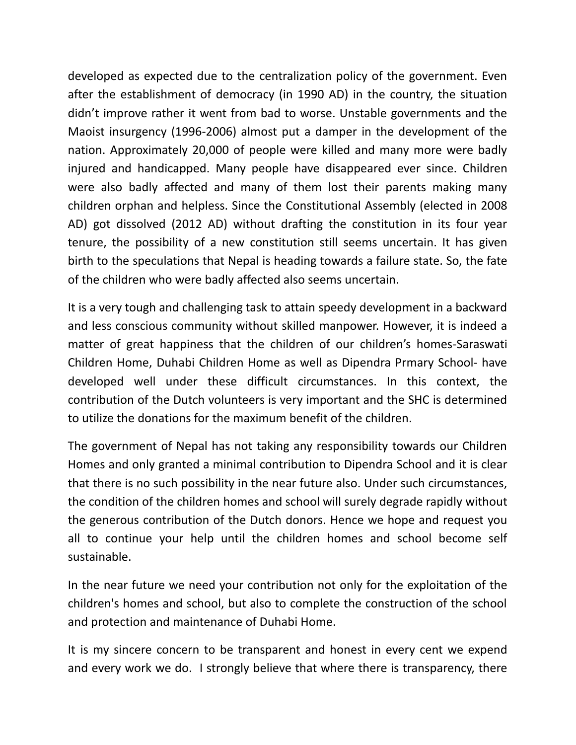developed as expected due to the centralization policy of the government. Even after the establishment of democracy (in 1990 AD) in the country, the situation didn’t improve rather it went from bad to worse. Unstable governments and the Maoist insurgency (1996-2006) almost put a damper in the development of the nation. Approximately 20,000 of people were killed and many more were badly injured and handicapped. Many people have disappeared ever since. Children were also badly affected and many of them lost their parents making many children orphan and helpless. Since the Constitutional Assembly (elected in 2008 AD) got dissolved (2012 AD) without drafting the constitution in its four year tenure, the possibility of a new constitution still seems uncertain. It has given birth to the speculations that Nepal is heading towards a failure state. So, the fate of the children who were badly affected also seems uncertain.

It is a very tough and challenging task to attain speedy development in a backward and less conscious community without skilled manpower. However, it is indeed a matter of great happiness that the children of our children’s homes-Saraswati Children Home, Duhabi Children Home as well as Dipendra Prmary School- have developed well under these difficult circumstances. In this context, the contribution of the Dutch volunteers is very important and the SHC is determined to utilize the donations for the maximum benefit of the children.

The government of Nepal has not taking any responsibility towards our Children Homes and only granted a minimal contribution to Dipendra School and it is clear that there is no such possibility in the near future also. Under such circumstances, the condition of the children homes and school will surely degrade rapidly without the generous contribution of the Dutch donors. Hence we hope and request you all to continue your help until the children homes and school become self sustainable.

In the near future we need your contribution not only for the exploitation of the children's homes and school, but also to complete the construction of the school and protection and maintenance of Duhabi Home.

It is my sincere concern to be transparent and honest in every cent we expend and every work we do. I strongly believe that where there is transparency, there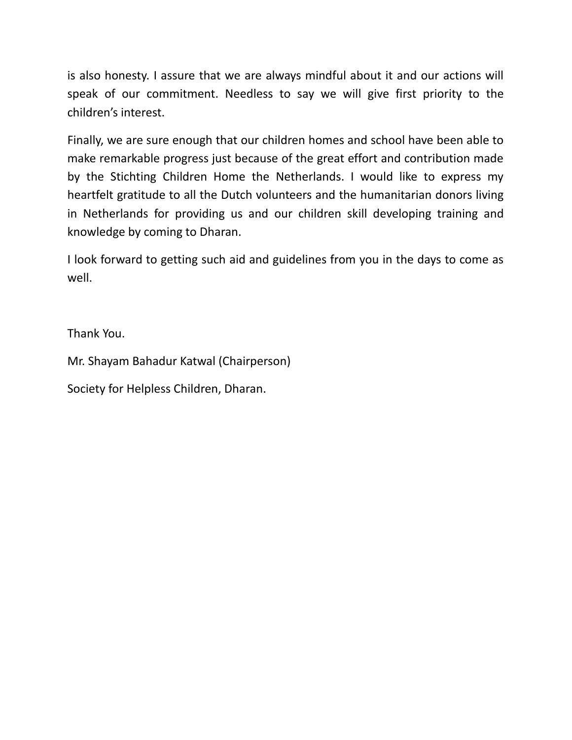is also honesty. I assure that we are always mindful about it and our actions will speak of our commitment. Needless to say we will give first priority to the children's interest.

Finally, we are sure enough that our children homes and school have been able to make remarkable progress just because of the great effort and contribution made by the Stichting Children Home the Netherlands. I would like to express my heartfelt gratitude to all the Dutch volunteers and the humanitarian donors living in Netherlands for providing us and our children skill developing training and knowledge by coming to Dharan.

I look forward to getting such aid and guidelines from you in the days to come as well.

Thank You.

Mr. Shayam Bahadur Katwal (Chairperson)

Society for Helpless Children, Dharan.